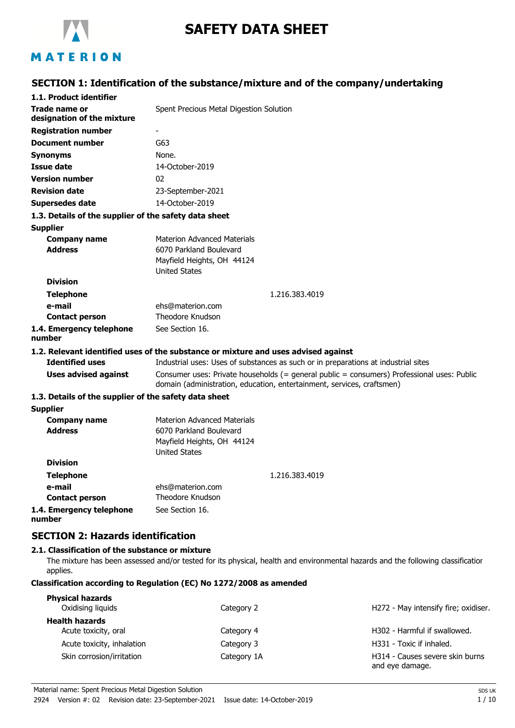# SAFETY DATA SHEET

## SECTION 1: Identification of the substance/mixture and of the company/undertaking

### 1.1. Product identifier

| | |
|---|---|
| **Trade name or designation of the mixture** | Spent Precious Metal Digestion Solution |
| **Registration number** | - |
| **Document number** | G63 |
| **Synonyms** | None. |
| **Issue date** | 14-October-2019 |
| **Version number** | 02 |
| **Revision date** | 23-September-2021 |
| **Supersedes date** | 14-October-2019 |

### 1.3. Details of the supplier of the safety data sheet

**Supplier**

| | |
|---|---|
| **Company name** | Materion Advanced Materials |
| **Address** | 6070 Parkland Boulevard<br>Mayfield Heights, OH 44124<br>United States |
| **Division** | |
| **Telephone** | 1.216.383.4019 |
| **e-mail** | ehs@materion.com |
| **Contact person** | Theodore Knudson |

**1.4. Emergency telephone number** See Section 16.

### 1.2. Relevant identified uses of the substance or mixture and uses advised against

| | |
|---|---|
| **Identified uses** | Industrial uses: Uses of substances as such or in preparations at industrial sites |
| **Uses advised against** | Consumer uses: Private households (= general public = consumers) Professional uses: Public domain (administration, education, entertainment, services, craftsmen) |

### 1.3. Details of the supplier of the safety data sheet

**Supplier**

| | |
|---|---|
| **Company name** | Materion Advanced Materials |
| **Address** | 6070 Parkland Boulevard<br>Mayfield Heights, OH 44124<br>United States |
| **Division** | |
| **Telephone** | 1.216.383.4019 |
| **e-mail** | ehs@materion.com |
| **Contact person** | Theodore Knudson |

**1.4. Emergency telephone number** See Section 16.

## SECTION 2: Hazards identification

### 2.1. Classification of the substance or mixture

The mixture has been assessed and/or tested for its physical, health and environmental hazards and the following classification applies.

**Classification according to Regulation (EC) No 1272/2008 as amended**

| | | |
|---|---|---|
| **Physical hazards** | | |
| Oxidising liquids | Category 2 | H272 - May intensify fire; oxidiser. |
| **Health hazards** | | |
| Acute toxicity, oral | Category 4 | H302 - Harmful if swallowed. |
| Acute toxicity, inhalation | Category 3 | H331 - Toxic if inhaled. |
| Skin corrosion/irritation | Category 1A | H314 - Causes severe skin burns and eye damage. |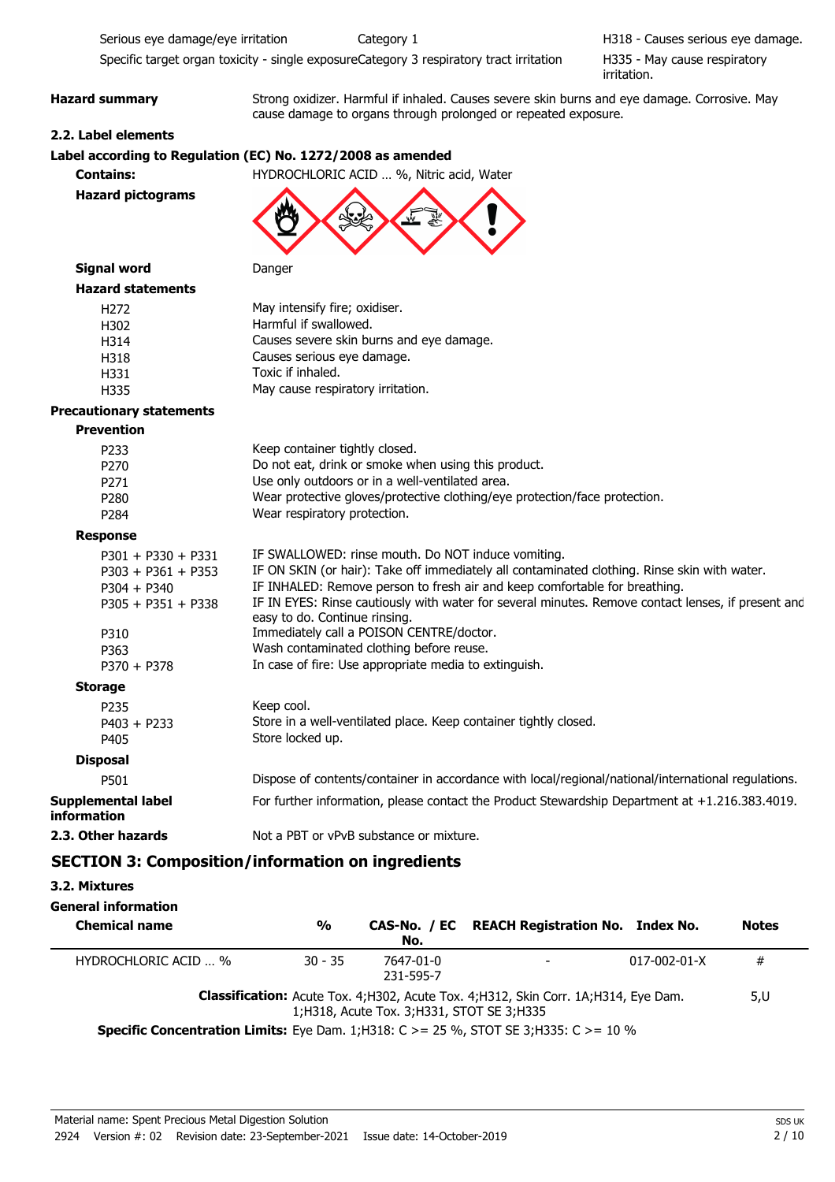| | | |
|---|---|---|
| Serious eye damage/eye irritation | Category 1 | H318 - Causes serious eye damage. |
| Specific target organ toxicity - single exposure | Category 3 respiratory tract irritation | H335 - May cause respiratory irritation. |

**Hazard summary** Strong oxidizer. Harmful if inhaled. Causes severe skin burns and eye damage. Corrosive. May cause damage to organs through prolonged or repeated exposure.

### 2.2. Label elements

**Label according to Regulation (EC) No. 1272/2008 as amended**

**Contains:** HYDROCHLORIC ACID … %, Nitric acid, Water

**Hazard pictograms**

**Signal word** Danger

**Hazard statements**

| | |
|---|---|
| H272 | May intensify fire; oxidiser. |
| H302 | Harmful if swallowed. |
| H314 | Causes severe skin burns and eye damage. |
| H318 | Causes serious eye damage. |
| H331 | Toxic if inhaled. |
| H335 | May cause respiratory irritation. |

**Precautionary statements**

**Prevention**

| | |
|---|---|
| P233 | Keep container tightly closed. |
| P270 | Do not eat, drink or smoke when using this product. |
| P271 | Use only outdoors or in a well-ventilated area. |
| P280 | Wear protective gloves/protective clothing/eye protection/face protection. |
| P284 | Wear respiratory protection. |

**Response**

| | |
|---|---|
| P301 + P330 + P331 | IF SWALLOWED: rinse mouth. Do NOT induce vomiting. |
| P303 + P361 + P353 | IF ON SKIN (or hair): Take off immediately all contaminated clothing. Rinse skin with water. |
| P304 + P340 | IF INHALED: Remove person to fresh air and keep comfortable for breathing. |
| P305 + P351 + P338 | IF IN EYES: Rinse cautiously with water for several minutes. Remove contact lenses, if present and easy to do. Continue rinsing. |
| P310 | Immediately call a POISON CENTRE/doctor. |
| P363 | Wash contaminated clothing before reuse. |
| P370 + P378 | In case of fire: Use appropriate media to extinguish. |

**Storage**

| | |
|---|---|
| P235 | Keep cool. |
| P403 + P233 | Store in a well-ventilated place. Keep container tightly closed. |
| P405 | Store locked up. |

**Disposal**

| | |
|---|---|
| P501 | Dispose of contents/container in accordance with local/regional/national/international regulations. |

**Supplemental label information** For further information, please contact the Product Stewardship Department at +1.216.383.4019.

**2.3. Other hazards** Not a PBT or vPvB substance or mixture.

## SECTION 3: Composition/information on ingredients

### 3.2. Mixtures

**General information**

| Chemical name | % | CAS-No. / EC No. | REACH Registration No. | Index No. | Notes |
|---|---|---|---|---|---|
| HYDROCHLORIC ACID … % | 30 - 35 | 7647-01-0 231-595-7 | - | 017-002-01-X | # |
| | | **Classification:** Acute Tox. 4;H302, Acute Tox. 4;H312, Skin Corr. 1A;H314, Eye Dam. 1;H318, Acute Tox. 3;H331, STOT SE 3;H335 | | | 5,U |

**Specific Concentration Limits:** Eye Dam. 1;H318: C >= 25 %, STOT SE 3;H335: C >= 10 %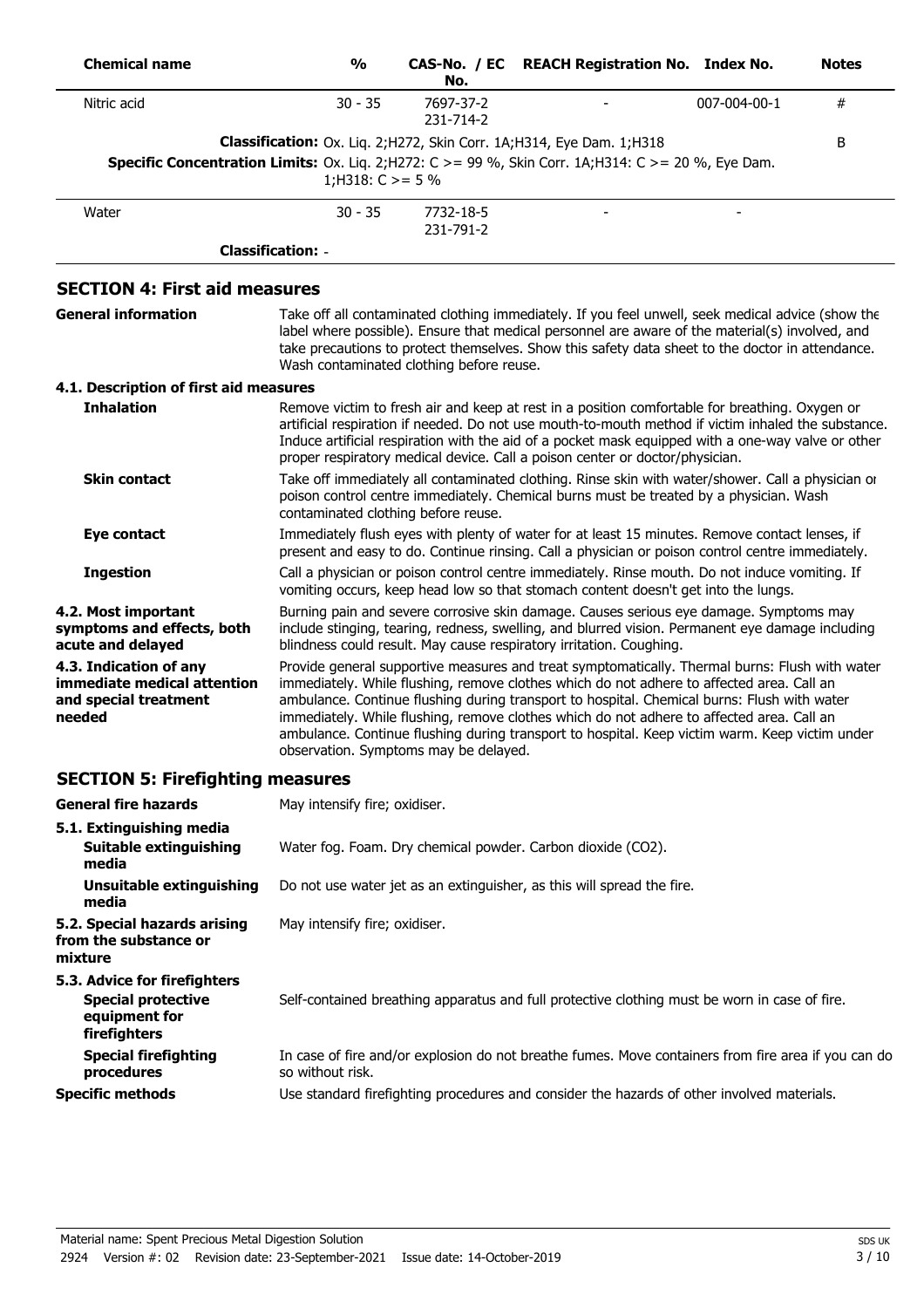| Chemical name | % | CAS-No. / EC No. | REACH Registration No. | Index No. | Notes |
|---|---|---|---|---|---|
| Nitric acid | 30 - 35 | 7697-37-2 231-714-2 | - | 007-004-00-1 | # |
| **Classification:** Ox. Liq. 2;H272, Skin Corr. 1A;H314, Eye Dam. 1;H318 | | | | | B |
| **Specific Concentration Limits:** Ox. Liq. 2;H272: C >= 99 %, Skin Corr. 1A;H314: C >= 20 %, Eye Dam. 1;H318: C >= 5 % | | | | | |
| Water | 30 - 35 | 7732-18-5 231-791-2 | - | - | |
| **Classification:** - | | | | | |

## SECTION 4: First aid measures

**General information**

Take off all contaminated clothing immediately. If you feel unwell, seek medical advice (show the label where possible). Ensure that medical personnel are aware of the material(s) involved, and take precautions to protect themselves. Show this safety data sheet to the doctor in attendance. Wash contaminated clothing before reuse.

### 4.1. Description of first aid measures

**Inhalation**

Remove victim to fresh air and keep at rest in a position comfortable for breathing. Oxygen or artificial respiration if needed. Do not use mouth-to-mouth method if victim inhaled the substance. Induce artificial respiration with the aid of a pocket mask equipped with a one-way valve or other proper respiratory medical device. Call a poison center or doctor/physician.

**Skin contact**

Take off immediately all contaminated clothing. Rinse skin with water/shower. Call a physician or poison control centre immediately. Chemical burns must be treated by a physician. Wash contaminated clothing before reuse.

**Eye contact**

Immediately flush eyes with plenty of water for at least 15 minutes. Remove contact lenses, if present and easy to do. Continue rinsing. Call a physician or poison control centre immediately.

**Ingestion**

Call a physician or poison control centre immediately. Rinse mouth. Do not induce vomiting. If vomiting occurs, keep head low so that stomach content doesn't get into the lungs.

**4.2. Most important symptoms and effects, both acute and delayed**

Burning pain and severe corrosive skin damage. Causes serious eye damage. Symptoms may include stinging, tearing, redness, swelling, and blurred vision. Permanent eye damage including blindness could result. May cause respiratory irritation. Coughing.

**4.3. Indication of any immediate medical attention and special treatment needed**

Provide general supportive measures and treat symptomatically. Thermal burns: Flush with water immediately. While flushing, remove clothes which do not adhere to affected area. Call an ambulance. Continue flushing during transport to hospital. Chemical burns: Flush with water immediately. While flushing, remove clothes which do not adhere to affected area. Call an ambulance. Continue flushing during transport to hospital. Keep victim warm. Keep victim under observation. Symptoms may be delayed.

## SECTION 5: Firefighting measures

**General fire hazards**

May intensify fire; oxidiser.

### 5.1. Extinguishing media

**Suitable extinguishing media**

Water fog. Foam. Dry chemical powder. Carbon dioxide ($CO_2$).

**Unsuitable extinguishing media**

Do not use water jet as an extinguisher, as this will spread the fire.

**5.2. Special hazards arising from the substance or mixture**

May intensify fire; oxidiser.

### 5.3. Advice for firefighters

**Special protective equipment for firefighters**

Self-contained breathing apparatus and full protective clothing must be worn in case of fire.

**Special firefighting procedures**

In case of fire and/or explosion do not breathe fumes. Move containers from fire area if you can do so without risk.

**Specific methods**

Use standard firefighting procedures and consider the hazards of other involved materials.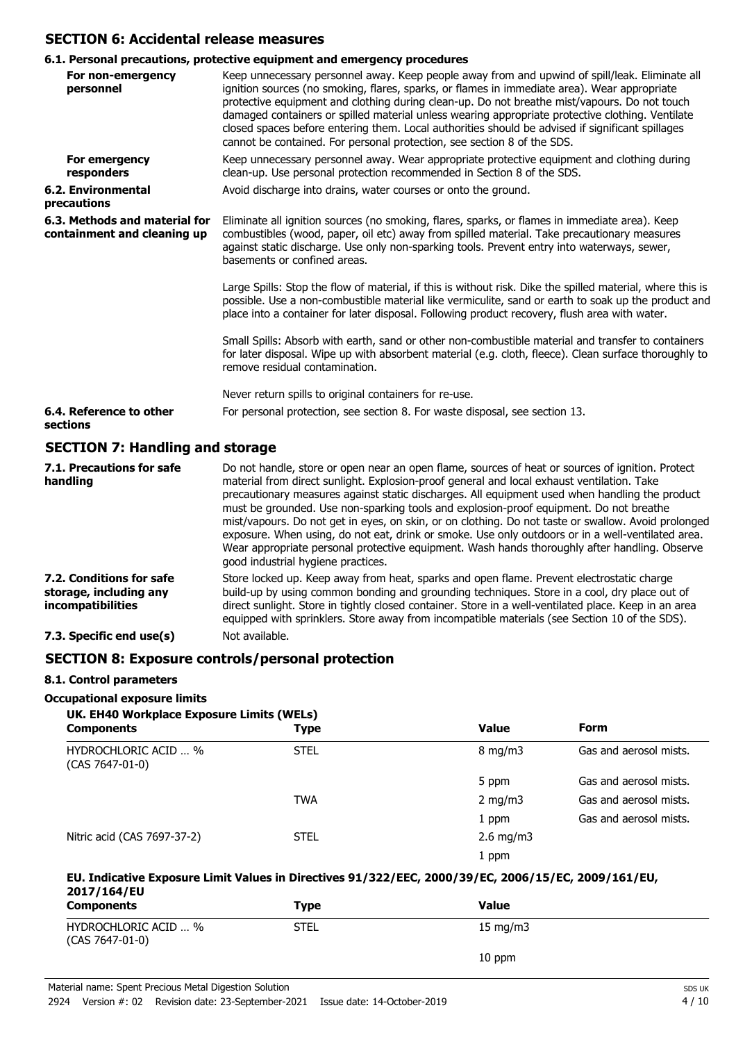## SECTION 6: Accidental release measures

### 6.1. Personal precautions, protective equipment and emergency procedures

**For non-emergency personnel**

Keep unnecessary personnel away. Keep people away from and upwind of spill/leak. Eliminate all ignition sources (no smoking, flares, sparks, or flames in immediate area). Wear appropriate protective equipment and clothing during clean-up. Do not breathe mist/vapours. Do not touch damaged containers or spilled material unless wearing appropriate protective clothing. Ventilate closed spaces before entering them. Local authorities should be advised if significant spillages cannot be contained. For personal protection, see section 8 of the SDS.

**For emergency responders**

Keep unnecessary personnel away. Wear appropriate protective equipment and clothing during clean-up. Use personal protection recommended in Section 8 of the SDS.

**6.2. Environmental precautions**

Avoid discharge into drains, water courses or onto the ground.

**6.3. Methods and material for containment and cleaning up**

Eliminate all ignition sources (no smoking, flares, sparks, or flames in immediate area). Keep combustibles (wood, paper, oil etc) away from spilled material. Take precautionary measures against static discharge. Use only non-sparking tools. Prevent entry into waterways, sewer, basements or confined areas.

Large Spills: Stop the flow of material, if this is without risk. Dike the spilled material, where this is possible. Use a non-combustible material like vermiculite, sand or earth to soak up the product and place into a container for later disposal. Following product recovery, flush area with water.

Small Spills: Absorb with earth, sand or other non-combustible material and transfer to containers for later disposal. Wipe up with absorbent material (e.g. cloth, fleece). Clean surface thoroughly to remove residual contamination.

Never return spills to original containers for re-use.

**6.4. Reference to other sections**

For personal protection, see section 8. For waste disposal, see section 13.

## SECTION 7: Handling and storage

**7.1. Precautions for safe handling**

Do not handle, store or open near an open flame, sources of heat or sources of ignition. Protect material from direct sunlight. Explosion-proof general and local exhaust ventilation. Take precautionary measures against static discharges. All equipment used when handling the product must be grounded. Use non-sparking tools and explosion-proof equipment. Do not breathe mist/vapours. Do not get in eyes, on skin, or on clothing. Do not taste or swallow. Avoid prolonged exposure. When using, do not eat, drink or smoke. Use only outdoors or in a well-ventilated area. Wear appropriate personal protective equipment. Wash hands thoroughly after handling. Observe good industrial hygiene practices.

**7.2. Conditions for safe storage, including any incompatibilities**

Store locked up. Keep away from heat, sparks and open flame. Prevent electrostatic charge build-up by using common bonding and grounding techniques. Store in a cool, dry place out of direct sunlight. Store in tightly closed container. Store in a well-ventilated place. Keep in an area equipped with sprinklers. Store away from incompatible materials (see Section 10 of the SDS).

**7.3. Specific end use(s)**

Not available.

## SECTION 8: Exposure controls/personal protection

### 8.1. Control parameters

**Occupational exposure limits**

**UK. EH40 Workplace Exposure Limits (WELs)**

| Components | Type | Value | Form |
|---|---|---|---|
| HYDROCHLORIC ACID … % (CAS 7647-01-0) | STEL | 8 mg/m3 | Gas and aerosol mists. |
| | | 5 ppm | Gas and aerosol mists. |
| | TWA | 2 mg/m3 | Gas and aerosol mists. |
| | | 1 ppm | Gas and aerosol mists. |
| Nitric acid (CAS 7697-37-2) | STEL | 2.6 mg/m3 | |
| | | 1 ppm | |

**EU. Indicative Exposure Limit Values in Directives 91/322/EEC, 2000/39/EC, 2006/15/EC, 2009/161/EU, 2017/164/EU**

| Components | Type | Value |
|---|---|---|
| HYDROCHLORIC ACID … % (CAS 7647-01-0) | STEL | 15 mg/m3 |
| | | 10 ppm |

Material name: Spent Precious Metal Digestion Solution

2924 Version #: 02 Revision date: 23-September-2021 Issue date: 14-October-2019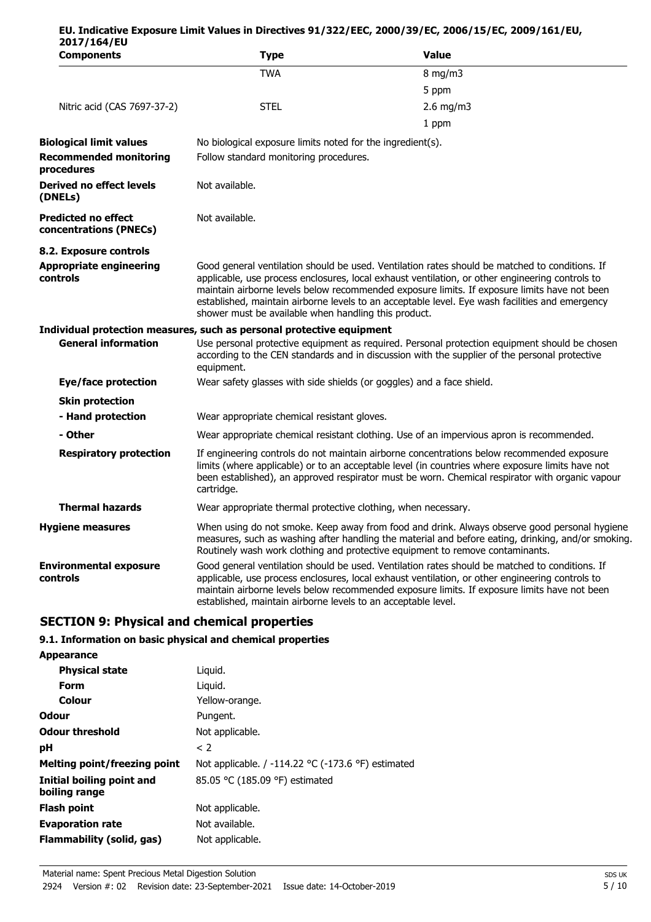**EU. Indicative Exposure Limit Values in Directives 91/322/EEC, 2000/39/EC, 2006/15/EC, 2009/161/EU, 2017/164/EU**

| Components | Type | Value |
|---|---|---|
| | TWA | 8 mg/m3 |
| | | 5 ppm |
| Nitric acid (CAS 7697-37-2) | STEL | 2.6 mg/m3 |
| | | 1 ppm |

| | |
|---|---|
| **Biological limit values** | No biological exposure limits noted for the ingredient(s). |
| **Recommended monitoring procedures** | Follow standard monitoring procedures. |
| **Derived no effect levels (DNELs)** | Not available. |
| **Predicted no effect concentrations (PNECs)** | Not available. |

**8.2. Exposure controls**

**Appropriate engineering controls**
Good general ventilation should be used. Ventilation rates should be matched to conditions. If applicable, use process enclosures, local exhaust ventilation, or other engineering controls to maintain airborne levels below recommended exposure limits. If exposure limits have not been established, maintain airborne levels to an acceptable level. Eye wash facilities and emergency shower must be available when handling this product.

**Individual protection measures, such as personal protective equipment**

**General information**
Use personal protective equipment as required. Personal protection equipment should be chosen according to the CEN standards and in discussion with the supplier of the personal protective equipment.

**Eye/face protection**
Wear safety glasses with side shields (or goggles) and a face shield.

**Skin protection**

**- Hand protection**
Wear appropriate chemical resistant gloves.

**- Other**
Wear appropriate chemical resistant clothing. Use of an impervious apron is recommended.

**Respiratory protection**
If engineering controls do not maintain airborne concentrations below recommended exposure limits (where applicable) or to an acceptable level (in countries where exposure limits have not been established), an approved respirator must be worn. Chemical respirator with organic vapour cartridge.

**Thermal hazards**
Wear appropriate thermal protective clothing, when necessary.

**Hygiene measures**
When using do not smoke. Keep away from food and drink. Always observe good personal hygiene measures, such as washing after handling the material and before eating, drinking, and/or smoking. Routinely wash work clothing and protective equipment to remove contaminants.

**Environmental exposure controls**
Good general ventilation should be used. Ventilation rates should be matched to conditions. If applicable, use process enclosures, local exhaust ventilation, or other engineering controls to maintain airborne levels below recommended exposure limits. If exposure limits have not been established, maintain airborne levels to an acceptable level.

## SECTION 9: Physical and chemical properties

### 9.1. Information on basic physical and chemical properties

| | |
|---|---|
| **Appearance** | |
| **Physical state** | Liquid. |
| **Form** | Liquid. |
| **Colour** | Yellow-orange. |
| **Odour** | Pungent. |
| **Odour threshold** | Not applicable. |
| **pH** | < 2 |
| **Melting point/freezing point** | Not applicable. / -114.22 °C (-173.6 °F) estimated |
| **Initial boiling point and boiling range** | 85.05 °C (185.09 °F) estimated |
| **Flash point** | Not applicable. |
| **Evaporation rate** | Not available. |
| **Flammability (solid, gas)** | Not applicable. |

Material name: Spent Precious Metal Digestion Solution
2924 Version #: 02 Revision date: 23-September-2021 Issue date: 14-October-2019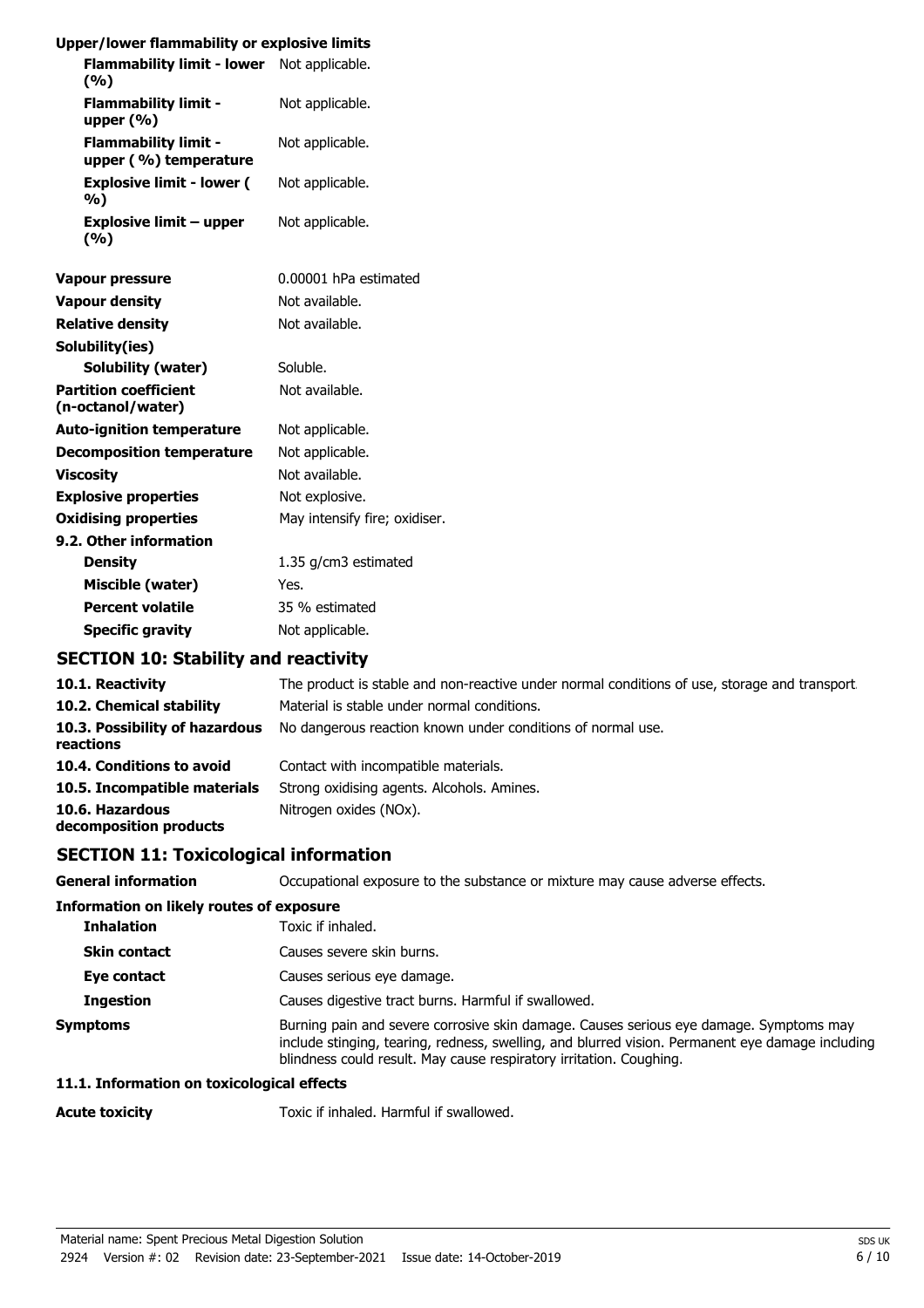**Upper/lower flammability or explosive limits**

| | |
|---|---|
| **Flammability limit - lower (%)** | Not applicable. |
| **Flammability limit - upper (%)** | Not applicable. |
| **Flammability limit - upper ( %) temperature** | Not applicable. |
| **Explosive limit - lower ( %)** | Not applicable. |
| **Explosive limit – upper (%)** | Not applicable. |

| | |
|---|---|
| **Vapour pressure** | 0.00001 hPa estimated |
| **Vapour density** | Not available. |
| **Relative density** | Not available. |
| **Solubility(ies)** | |
| **Solubility (water)** | Soluble. |
| **Partition coefficient (n-octanol/water)** | Not available. |
| **Auto-ignition temperature** | Not applicable. |
| **Decomposition temperature** | Not applicable. |
| **Viscosity** | Not available. |
| **Explosive properties** | Not explosive. |
| **Oxidising properties** | May intensify fire; oxidiser. |
| **9.2. Other information** | |
| **Density** | 1.35 g/cm3 estimated |
| **Miscible (water)** | Yes. |
| **Percent volatile** | 35 % estimated |
| **Specific gravity** | Not applicable. |

## SECTION 10: Stability and reactivity

| | |
|---|---|
| **10.1. Reactivity** | The product is stable and non-reactive under normal conditions of use, storage and transport. |
| **10.2. Chemical stability** | Material is stable under normal conditions. |
| **10.3. Possibility of hazardous reactions** | No dangerous reaction known under conditions of normal use. |
| **10.4. Conditions to avoid** | Contact with incompatible materials. |
| **10.5. Incompatible materials** | Strong oxidising agents. Alcohols. Amines. |
| **10.6. Hazardous decomposition products** | Nitrogen oxides (NOx). |

## SECTION 11: Toxicological information

| | |
|---|---|
| **General information** | Occupational exposure to the substance or mixture may cause adverse effects. |

**Information on likely routes of exposure**

| | |
|---|---|
| **Inhalation** | Toxic if inhaled. |
| **Skin contact** | Causes severe skin burns. |
| **Eye contact** | Causes serious eye damage. |
| **Ingestion** | Causes digestive tract burns. Harmful if swallowed. |
| **Symptoms** | Burning pain and severe corrosive skin damage. Causes serious eye damage. Symptoms may include stinging, tearing, redness, swelling, and blurred vision. Permanent eye damage including blindness could result. May cause respiratory irritation. Coughing. |

**11.1. Information on toxicological effects**

| | |
|---|---|
| **Acute toxicity** | Toxic if inhaled. Harmful if swallowed. |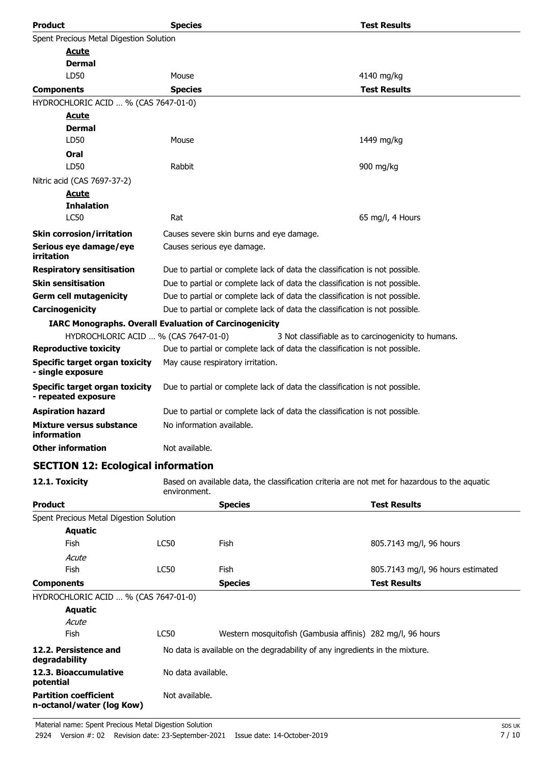| Product | Species | Test Results |
|---|---|---|
| Spent Precious Metal Digestion Solution | | |
| ***Acute*** | | |
| **Dermal** | | |
| LD50 | Mouse | 4140 mg/kg |

| Components | Species | Test Results |
|---|---|---|
| HYDROCHLORIC ACID … % (CAS 7647-01-0) | | |
| ***Acute*** | | |
| **Dermal** | | |
| LD50 | Mouse | 1449 mg/kg |
| **Oral** | | |
| LD50 | Rabbit | 900 mg/kg |
| Nitric acid (CAS 7697-37-2) | | |
| ***Acute*** | | |
| **Inhalation** | | |
| LC50 | Rat | 65 mg/l, 4 Hours |

**Skin corrosion/irritation** Causes severe skin burns and eye damage.

**Serious eye damage/eye irritation** Causes serious eye damage.

**Respiratory sensitisation** Due to partial or complete lack of data the classification is not possible.

**Skin sensitisation** Due to partial or complete lack of data the classification is not possible.

**Germ cell mutagenicity** Due to partial or complete lack of data the classification is not possible.

**Carcinogenicity** Due to partial or complete lack of data the classification is not possible.

**IARC Monographs. Overall Evaluation of Carcinogenicity**

HYDROCHLORIC ACID … % (CAS 7647-01-0) 3 Not classifiable as to carcinogenicity to humans.

**Reproductive toxicity** Due to partial or complete lack of data the classification is not possible.

**Specific target organ toxicity - single exposure** May cause respiratory irritation.

**Specific target organ toxicity - repeated exposure** Due to partial or complete lack of data the classification is not possible.

**Aspiration hazard** Due to partial or complete lack of data the classification is not possible.

**Mixture versus substance information** No information available.

**Other information** Not available.

## SECTION 12: Ecological information

**12.1. Toxicity** Based on available data, the classification criteria are not met for hazardous to the aquatic environment.

| Product | | Species | Test Results |
|---|---|---|---|
| Spent Precious Metal Digestion Solution | | | |
| **Aquatic** | | | |
| Fish | LC50 | Fish | 805.7143 mg/l, 96 hours |
| *Acute* | | | |
| Fish | LC50 | Fish | 805.7143 mg/l, 96 hours estimated |

| Components | | Species | Test Results |
|---|---|---|---|
| HYDROCHLORIC ACID … % (CAS 7647-01-0) | | | |
| **Aquatic** | | | |
| *Acute* | | | |
| Fish | LC50 | Western mosquitofish (Gambusia affinis) | 282 mg/l, 96 hours |

**12.2. Persistence and degradability** No data is available on the degradability of any ingredients in the mixture.

**12.3. Bioaccumulative potential** No data available.

**Partition coefficient n-octanol/water (log Kow)** Not available.

Material name: Spent Precious Metal Digestion Solution

2924 Version #: 02 Revision date: 23-September-2021 Issue date: 14-October-2019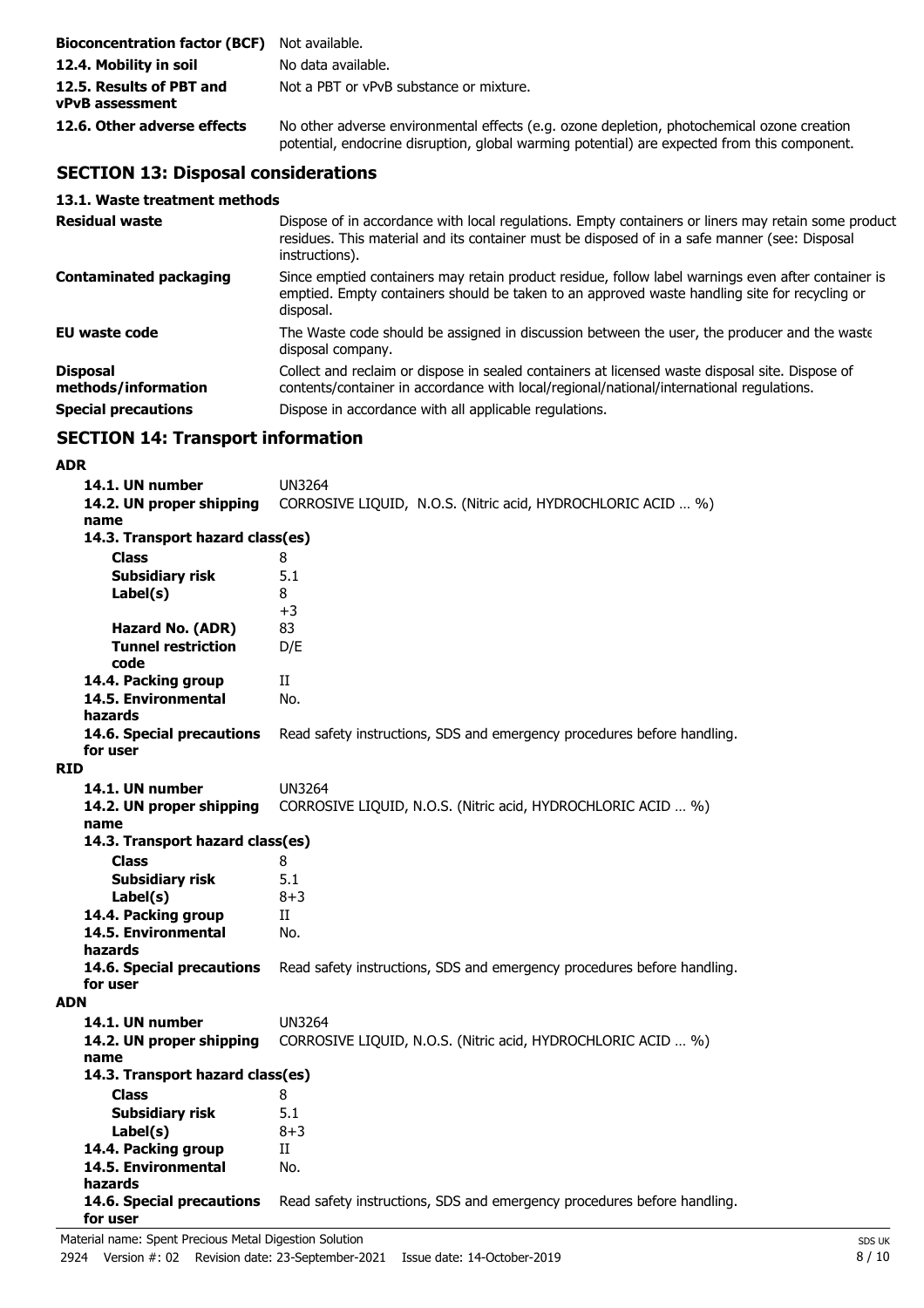| | |
|---|---|
| **Bioconcentration factor (BCF)** | Not available. |
| **12.4. Mobility in soil** | No data available. |
| **12.5. Results of PBT and vPvB assessment** | Not a PBT or vPvB substance or mixture. |
| **12.6. Other adverse effects** | No other adverse environmental effects (e.g. ozone depletion, photochemical ozone creation potential, endocrine disruption, global warming potential) are expected from this component. |

## SECTION 13: Disposal considerations

### 13.1. Waste treatment methods

| | |
|---|---|
| **Residual waste** | Dispose of in accordance with local regulations. Empty containers or liners may retain some product residues. This material and its container must be disposed of in a safe manner (see: Disposal instructions). |
| **Contaminated packaging** | Since emptied containers may retain product residue, follow label warnings even after container is emptied. Empty containers should be taken to an approved waste handling site for recycling or disposal. |
| **EU waste code** | The Waste code should be assigned in discussion between the user, the producer and the waste disposal company. |
| **Disposal methods/information** | Collect and reclaim or dispose in sealed containers at licensed waste disposal site. Dispose of contents/container in accordance with local/regional/national/international regulations. |
| **Special precautions** | Dispose in accordance with all applicable regulations. |

## SECTION 14: Transport information

### ADR

| | |
|---|---|
| **14.1. UN number** | UN3264 |
| **14.2. UN proper shipping name** | CORROSIVE LIQUID, N.O.S. (Nitric acid, HYDROCHLORIC ACID … %) |
| **14.3. Transport hazard class(es)** | |
| **Class** | 8 |
| **Subsidiary risk** | 5.1 |
| **Label(s)** | 8 +3 |
| **Hazard No. (ADR)** | 83 |
| **Tunnel restriction code** | D/E |
| **14.4. Packing group** | II |
| **14.5. Environmental hazards** | No. |
| **14.6. Special precautions for user** | Read safety instructions, SDS and emergency procedures before handling. |

### RID

| | |
|---|---|
| **14.1. UN number** | UN3264 |
| **14.2. UN proper shipping name** | CORROSIVE LIQUID, N.O.S. (Nitric acid, HYDROCHLORIC ACID … %) |
| **14.3. Transport hazard class(es)** | |
| **Class** | 8 |
| **Subsidiary risk** | 5.1 |
| **Label(s)** | 8+3 |
| **14.4. Packing group** | II |
| **14.5. Environmental hazards** | No. |
| **14.6. Special precautions for user** | Read safety instructions, SDS and emergency procedures before handling. |

### ADN

| | |
|---|---|
| **14.1. UN number** | UN3264 |
| **14.2. UN proper shipping name** | CORROSIVE LIQUID, N.O.S. (Nitric acid, HYDROCHLORIC ACID … %) |
| **14.3. Transport hazard class(es)** | |
| **Class** | 8 |
| **Subsidiary risk** | 5.1 |
| **Label(s)** | 8+3 |
| **14.4. Packing group** | II |
| **14.5. Environmental hazards** | No. |
| **14.6. Special precautions for user** | Read safety instructions, SDS and emergency procedures before handling. |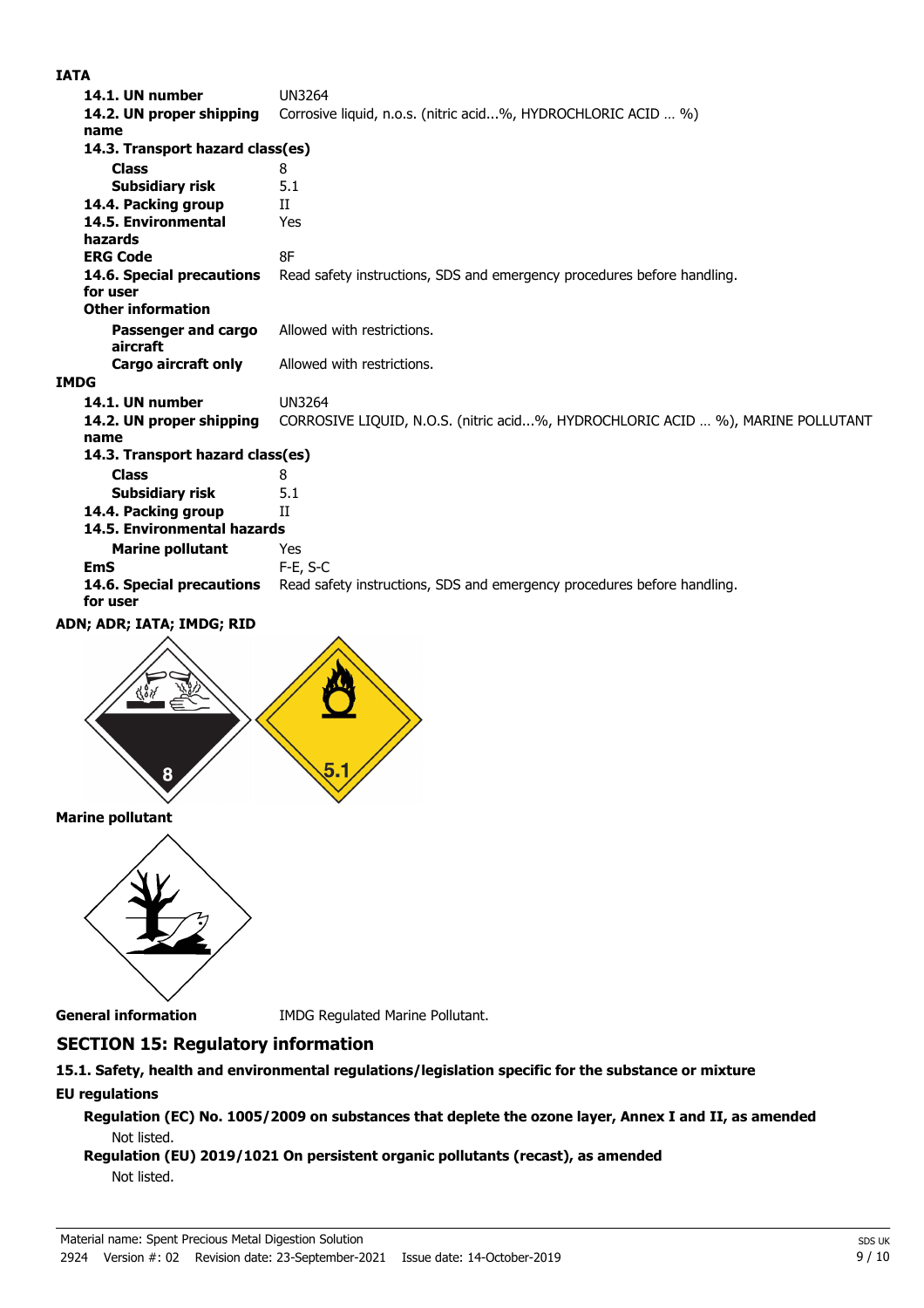**IATA**

**14.1. UN number** UN3264

**14.2. UN proper shipping name** Corrosive liquid, n.o.s. (nitric acid...%, HYDROCHLORIC ACID … %)

**14.3. Transport hazard class(es)**

**Class** 8

**Subsidiary risk** 5.1

**14.4. Packing group** II

**14.5. Environmental hazards** Yes

**ERG Code** 8F

**14.6. Special precautions for user** Read safety instructions, SDS and emergency procedures before handling.

**Other information**

**Passenger and cargo aircraft** Allowed with restrictions.

**Cargo aircraft only** Allowed with restrictions.

**IMDG**

**14.1. UN number** UN3264

**14.2. UN proper shipping name** CORROSIVE LIQUID, N.O.S. (nitric acid...%, HYDROCHLORIC ACID … %), MARINE POLLUTANT

**14.3. Transport hazard class(es)**

**Class** 8

**Subsidiary risk** 5.1

**14.4. Packing group** II

**14.5. Environmental hazards**

**Marine pollutant** Yes

**EmS** F-E, S-C

**14.6. Special precautions for user** Read safety instructions, SDS and emergency procedures before handling.

**ADN; ADR; IATA; IMDG; RID**

**Marine pollutant**

**General information** IMDG Regulated Marine Pollutant.

## SECTION 15: Regulatory information

### 15.1. Safety, health and environmental regulations/legislation specific for the substance or mixture

**EU regulations**

**Regulation (EC) No. 1005/2009 on substances that deplete the ozone layer, Annex I and II, as amended**

Not listed.

**Regulation (EU) 2019/1021 On persistent organic pollutants (recast), as amended**

Not listed.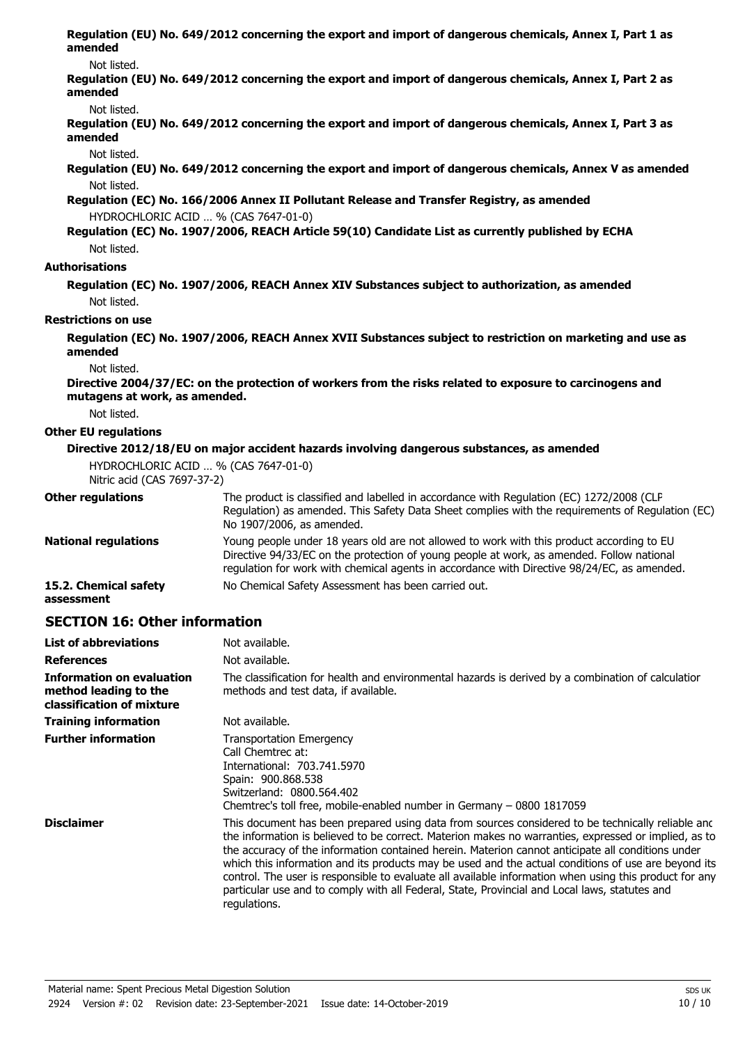**Regulation (EU) No. 649/2012 concerning the export and import of dangerous chemicals, Annex I, Part 1 as amended**

Not listed.

**Regulation (EU) No. 649/2012 concerning the export and import of dangerous chemicals, Annex I, Part 2 as amended**

Not listed.

**Regulation (EU) No. 649/2012 concerning the export and import of dangerous chemicals, Annex I, Part 3 as amended**

Not listed.

**Regulation (EU) No. 649/2012 concerning the export and import of dangerous chemicals, Annex V as amended**

Not listed.

**Regulation (EC) No. 166/2006 Annex II Pollutant Release and Transfer Registry, as amended**

HYDROCHLORIC ACID … % (CAS 7647-01-0)

**Regulation (EC) No. 1907/2006, REACH Article 59(10) Candidate List as currently published by ECHA**

Not listed.

**Authorisations**

**Regulation (EC) No. 1907/2006, REACH Annex XIV Substances subject to authorization, as amended**

Not listed.

**Restrictions on use**

**Regulation (EC) No. 1907/2006, REACH Annex XVII Substances subject to restriction on marketing and use as amended**

Not listed.

**Directive 2004/37/EC: on the protection of workers from the risks related to exposure to carcinogens and mutagens at work, as amended.**

Not listed.

**Other EU regulations**

**Directive 2012/18/EU on major accident hazards involving dangerous substances, as amended**

HYDROCHLORIC ACID … % (CAS 7647-01-0)
Nitric acid (CAS 7697-37-2)

| | |
|---|---|
| **Other regulations** | The product is classified and labelled in accordance with Regulation (EC) 1272/2008 (CLP Regulation) as amended. This Safety Data Sheet complies with the requirements of Regulation (EC) No 1907/2006, as amended. |
| **National regulations** | Young people under 18 years old are not allowed to work with this product according to EU Directive 94/33/EC on the protection of young people at work, as amended. Follow national regulation for work with chemical agents in accordance with Directive 98/24/EC, as amended. |
| **15.2. Chemical safety assessment** | No Chemical Safety Assessment has been carried out. |

## SECTION 16: Other information

| | |
|---|---|
| **List of abbreviations** | Not available. |
| **References** | Not available. |
| **Information on evaluation method leading to the classification of mixture** | The classification for health and environmental hazards is derived by a combination of calculation methods and test data, if available. |
| **Training information** | Not available. |
| **Further information** | Transportation Emergency<br>Call Chemtrec at:<br>International: 703.741.5970<br>Spain: 900.868.538<br>Switzerland: 0800.564.402<br>Chemtrec's toll free, mobile-enabled number in Germany – 0800 1817059 |
| **Disclaimer** | This document has been prepared using data from sources considered to be technically reliable and the information is believed to be correct. Materion makes no warranties, expressed or implied, as to the accuracy of the information contained herein. Materion cannot anticipate all conditions under which this information and its products may be used and the actual conditions of use are beyond its control. The user is responsible to evaluate all available information when using this product for any particular use and to comply with all Federal, State, Provincial and Local laws, statutes and regulations. |

Material name: Spent Precious Metal Digestion Solution
2924 Version #: 02 Revision date: 23-September-2021 Issue date: 14-October-2019